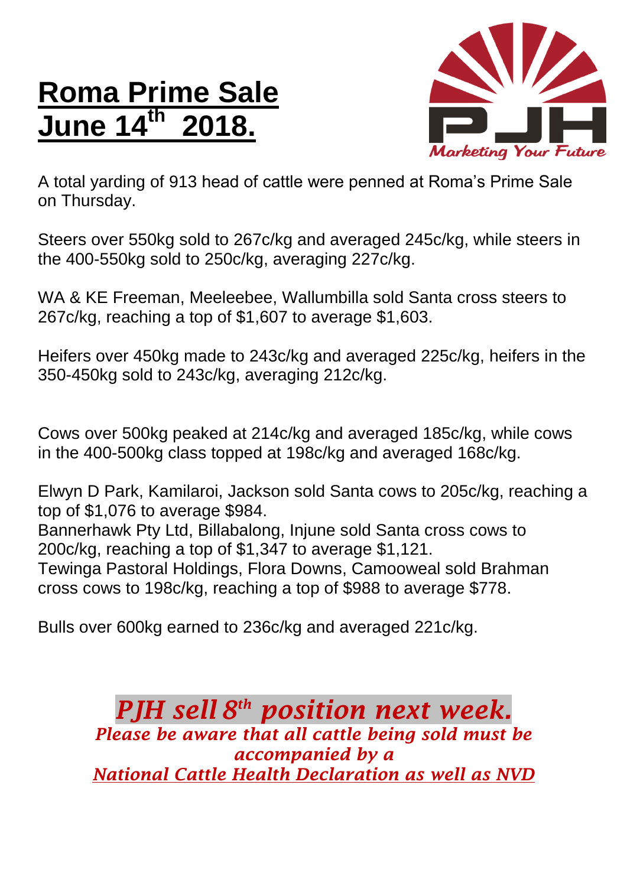# Roma Prime Sale June 14th 2018.

A total yarding of 913 head of cattle were penned at Roma's Prime Sale on Thursday.

Steers over 550kg sold to 267c/kg and averaged 245c/kg, while steers in the 400-550kg sold to 250c/kg, averaging 227c/kg.

WA & KE Freeman, Meeleebee, Wallumbilla sold Santa cross steers to 267c/kg, reaching a top of $1,607 to average $1,603.

Heifers over 450kg made to 243c/kg and averaged 225c/kg, heifers in the 350-450kg sold to 243c/kg, averaging 212c/kg.

Cows over 500kg peaked at 214c/kg and averaged 185c/kg, while cows in the 400-500kg class topped at 198c/kg and averaged 168c/kg.

Elwyn D Park, Kamilaroi, Jackson sold Santa cows to 205c/kg, reaching a top of $1,076 to average $984.
Bannerhawk Pty Ltd, Billabalong, Injune sold Santa cross cows to 200c/kg, reaching a top of $1,347 to average $1,121.
Tewinga Pastoral Holdings, Flora Downs, Camooweal sold Brahman cross cows to 198c/kg, reaching a top of $988 to average $778.

Bulls over 600kg earned to 236c/kg and averaged 221c/kg.

***PJH sell 8th position next week.***

*Please be aware that all cattle being sold must be accompanied by a National Cattle Health Declaration as well as NVD*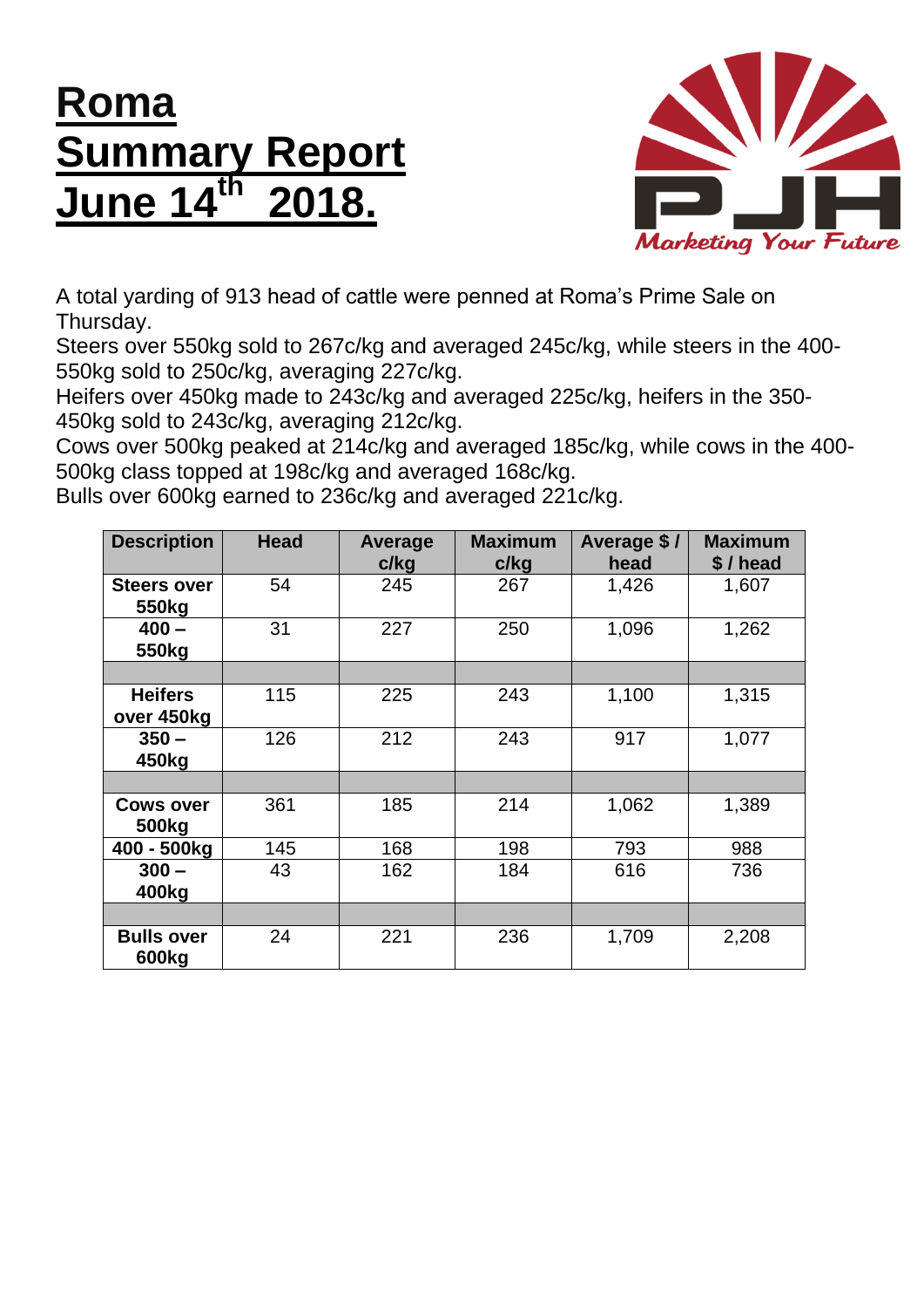# Roma Summary Report June 14th 2018.

PJH
*Marketing Your Future*

A total yarding of 913 head of cattle were penned at Roma's Prime Sale on Thursday.
Steers over 550kg sold to 267c/kg and averaged 245c/kg, while steers in the 400-550kg sold to 250c/kg, averaging 227c/kg.
Heifers over 450kg made to 243c/kg and averaged 225c/kg, heifers in the 350-450kg sold to 243c/kg, averaging 212c/kg.
Cows over 500kg peaked at 214c/kg and averaged 185c/kg, while cows in the 400-500kg class topped at 198c/kg and averaged 168c/kg.
Bulls over 600kg earned to 236c/kg and averaged 221c/kg.

| Description | Head | Average c/kg | Maximum c/kg | Average $ / head | Maximum $ / head |
|---|---|---|---|---|---|
| **Steers over 550kg** | 54 | 245 | 267 | 1,426 | 1,607 |
| **400 – 550kg** | 31 | 227 | 250 | 1,096 | 1,262 |
| | | | | | |
| **Heifers over 450kg** | 115 | 225 | 243 | 1,100 | 1,315 |
| **350 – 450kg** | 126 | 212 | 243 | 917 | 1,077 |
| | | | | | |
| **Cows over 500kg** | 361 | 185 | 214 | 1,062 | 1,389 |
| **400 - 500kg** | 145 | 168 | 198 | 793 | 988 |
| **300 – 400kg** | 43 | 162 | 184 | 616 | 736 |
| | | | | | |
| **Bulls over 600kg** | 24 | 221 | 236 | 1,709 | 2,208 |